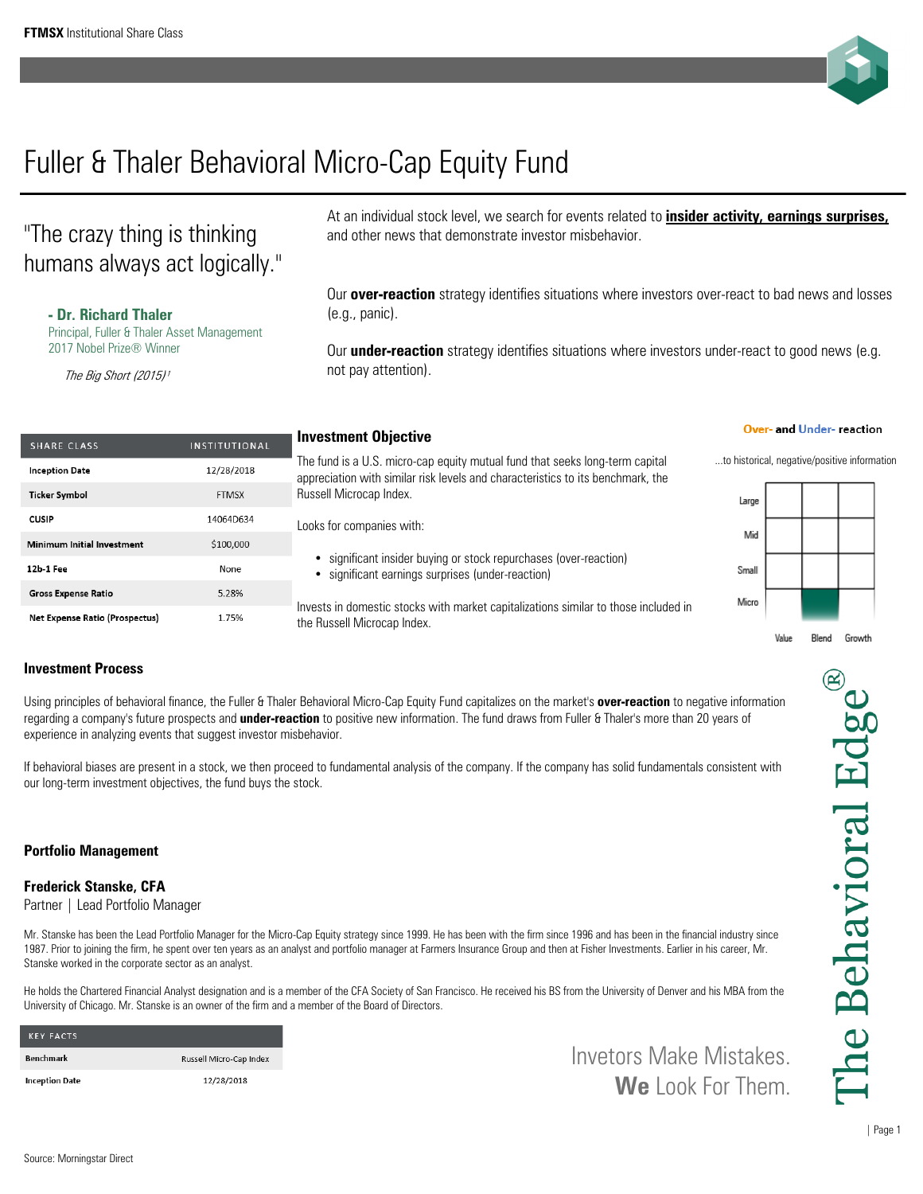**FTMSX** Institutional Share Class

# Fuller & Thaler Behavioral Micro-Cap Equity Fund

"The crazy thing is thinking humans always act logically."

**- Dr. Richard Thaler**
Principal, Fuller & Thaler Asset Management
2017 Nobel Prize® Winner

*The Big Short (2015)[1]*

At an individual stock level, we search for events related to **insider activity, earnings surprises,** and other news that demonstrate investor misbehavior.

Our **over-reaction** strategy identifies situations where investors over-react to bad news and losses (e.g., panic).

Our **under-reaction** strategy identifies situations where investors under-react to good news (e.g. not pay attention).

| SHARE CLASS | INSTITUTIONAL |
|---|---|
| Inception Date | 12/28/2018 |
| Ticker Symbol | FTMSX |
| CUSIP | 14064D634 |
| Minimum Initial Investment | $100,000 |
| 12b-1 Fee | None |
| Gross Expense Ratio | 5.28% |
| Net Expense Ratio (Prospectus) | 1.75% |

## Investment Objective

The fund is a U.S. micro-cap equity mutual fund that seeks long-term capital appreciation with similar risk levels and characteristics to its benchmark, the Russell Microcap Index.

Looks for companies with:

- significant insider buying or stock repurchases (over-reaction)
- significant earnings surprises (under-reaction)

Invests in domestic stocks with market capitalizations similar to those included in the Russell Microcap Index.

**Over- and Under- reaction**

...to historical, negative/positive information

Large
Mid
Small
Micro
Value
Blend
Growth

## Investment Process

Using principles of behavioral finance, the Fuller & Thaler Behavioral Micro-Cap Equity Fund capitalizes on the market's **over-reaction** to negative information regarding a company's future prospects and **under-reaction** to positive new information. The fund draws from Fuller & Thaler's more than 20 years of experience in analyzing events that suggest investor misbehavior.

If behavioral biases are present in a stock, we then proceed to fundamental analysis of the company. If the company has solid fundamentals consistent with our long-term investment objectives, the fund buys the stock.

## Portfolio Management

### Frederick Stanske, CFA

Partner | Lead Portfolio Manager

Mr. Stanske has been the Lead Portfolio Manager for the Micro-Cap Equity strategy since 1999. He has been with the firm since 1996 and has been in the financial industry since 1987. Prior to joining the firm, he spent over ten years as an analyst and portfolio manager at Farmers Insurance Group and then at Fisher Investments. Earlier in his career, Mr. Stanske worked in the corporate sector as an analyst.

He holds the Chartered Financial Analyst designation and is a member of the CFA Society of San Francisco. He received his BS from the University of Denver and his MBA from the University of Chicago. Mr. Stanske is an owner of the firm and a member of the Board of Directors.

| KEY FACTS | |
|---|---|
| Benchmark | Russell Micro-Cap Index |
| Inception Date | 12/28/2018 |

Invetors Make Mistakes.
**We** Look For Them.

The Behavioral Edge®

Source: Morningstar Direct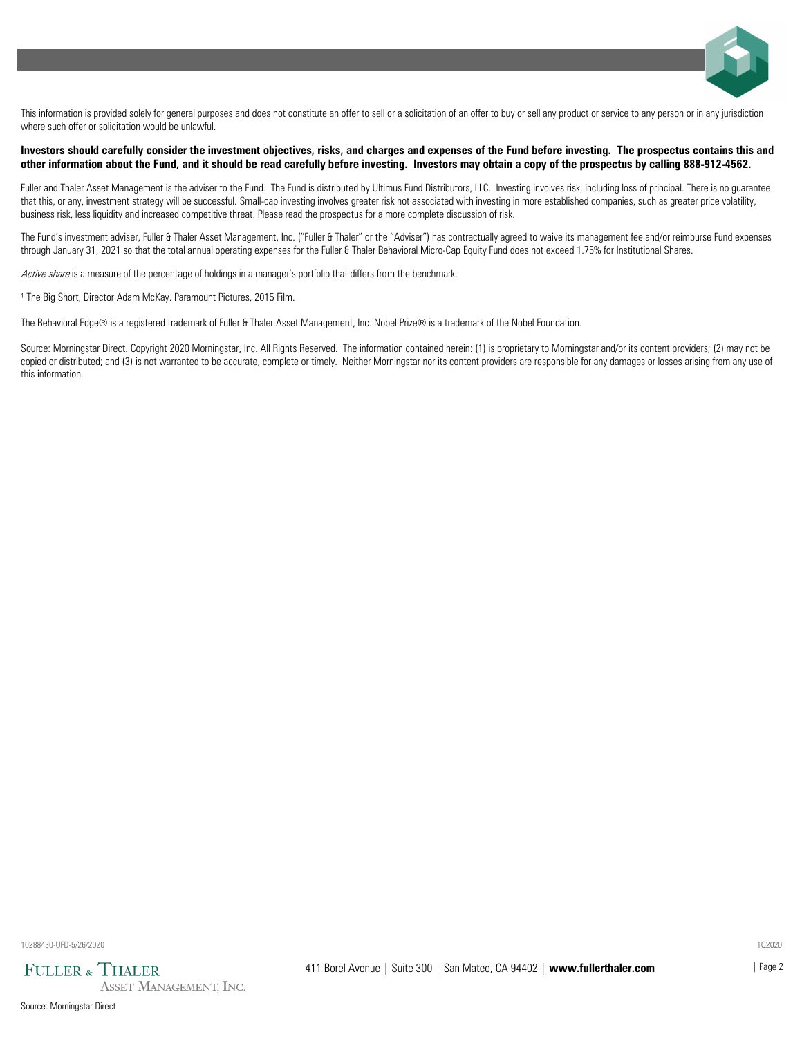This information is provided solely for general purposes and does not constitute an offer to sell or a solicitation of an offer to buy or sell any product or service to any person or in any jurisdiction where such offer or solicitation would be unlawful.

**Investors should carefully consider the investment objectives, risks, and charges and expenses of the Fund before investing. The prospectus contains this and other information about the Fund, and it should be read carefully before investing. Investors may obtain a copy of the prospectus by calling 888-912-4562.**

Fuller and Thaler Asset Management is the adviser to the Fund. The Fund is distributed by Ultimus Fund Distributors, LLC. Investing involves risk, including loss of principal. There is no guarantee that this, or any, investment strategy will be successful. Small-cap investing involves greater risk not associated with investing in more established companies, such as greater price volatility, business risk, less liquidity and increased competitive threat. Please read the prospectus for a more complete discussion of risk.

The Fund's investment adviser, Fuller & Thaler Asset Management, Inc. ("Fuller & Thaler" or the "Adviser") has contractually agreed to waive its management fee and/or reimburse Fund expenses through January 31, 2021 so that the total annual operating expenses for the Fuller & Thaler Behavioral Micro-Cap Equity Fund does not exceed 1.75% for Institutional Shares.

*Active share* is a measure of the percentage of holdings in a manager's portfolio that differs from the benchmark.

[1] The Big Short, Director Adam McKay. Paramount Pictures, 2015 Film.

The Behavioral Edge® is a registered trademark of Fuller & Thaler Asset Management, Inc. Nobel Prize® is a trademark of the Nobel Foundation.

Source: Morningstar Direct. Copyright 2020 Morningstar, Inc. All Rights Reserved. The information contained herein: (1) is proprietary to Morningstar and/or its content providers; (2) may not be copied or distributed; and (3) is not warranted to be accurate, complete or timely. Neither Morningstar nor its content providers are responsible for any damages or losses arising from any use of this information.

10288430-UFD-5/26/2020

1Q2020

FULLER & THALER ASSET MANAGEMENT, INC.

411 Borel Avenue | Suite 300 | San Mateo, CA 94402 | **www.fullerthaler.com**

Source: Morningstar Direct